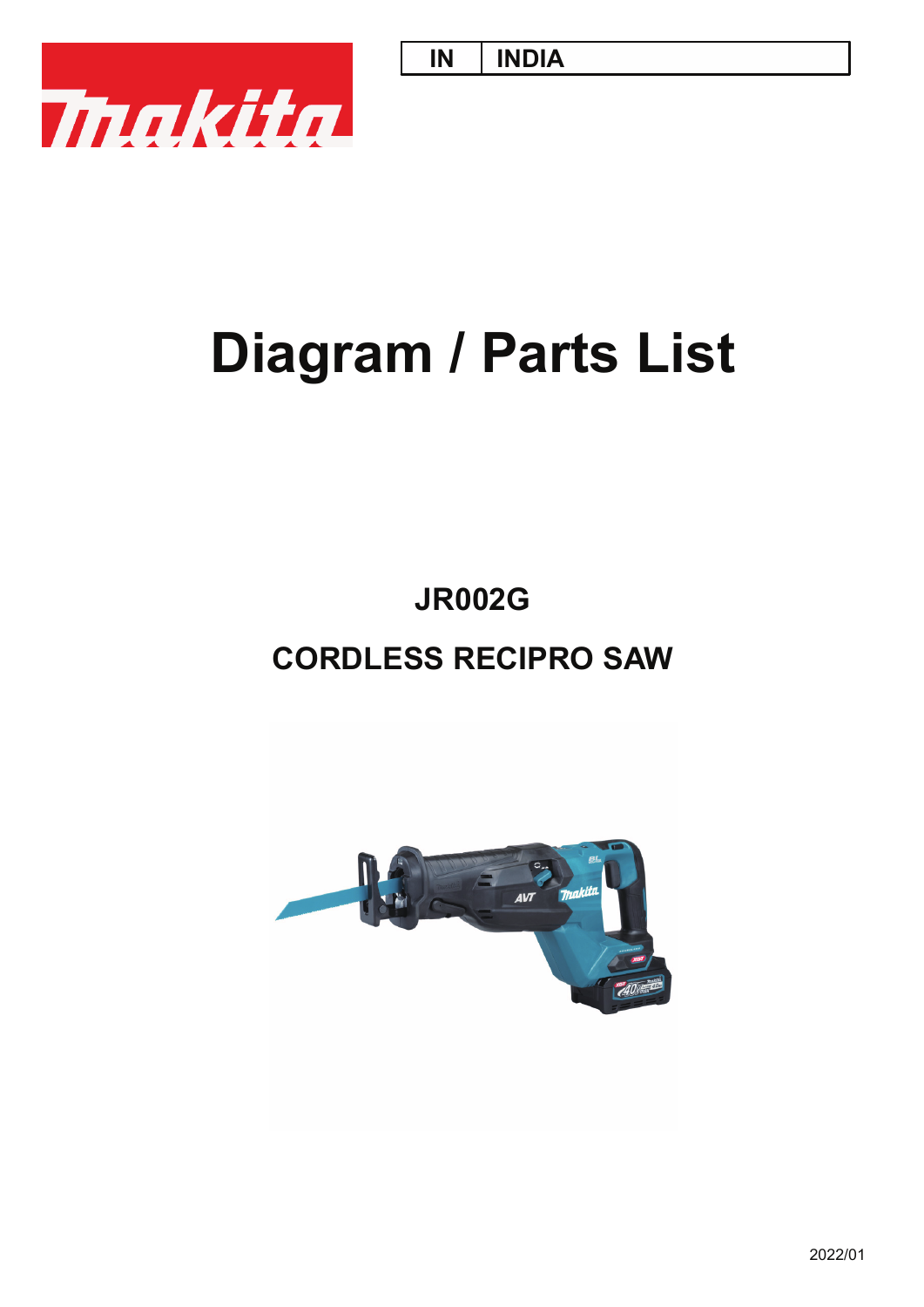| IN | INDIA |
| --- | --- |

# Diagram / Parts List

## JR002G

## CORDLESS RECIPRO SAW

2022/01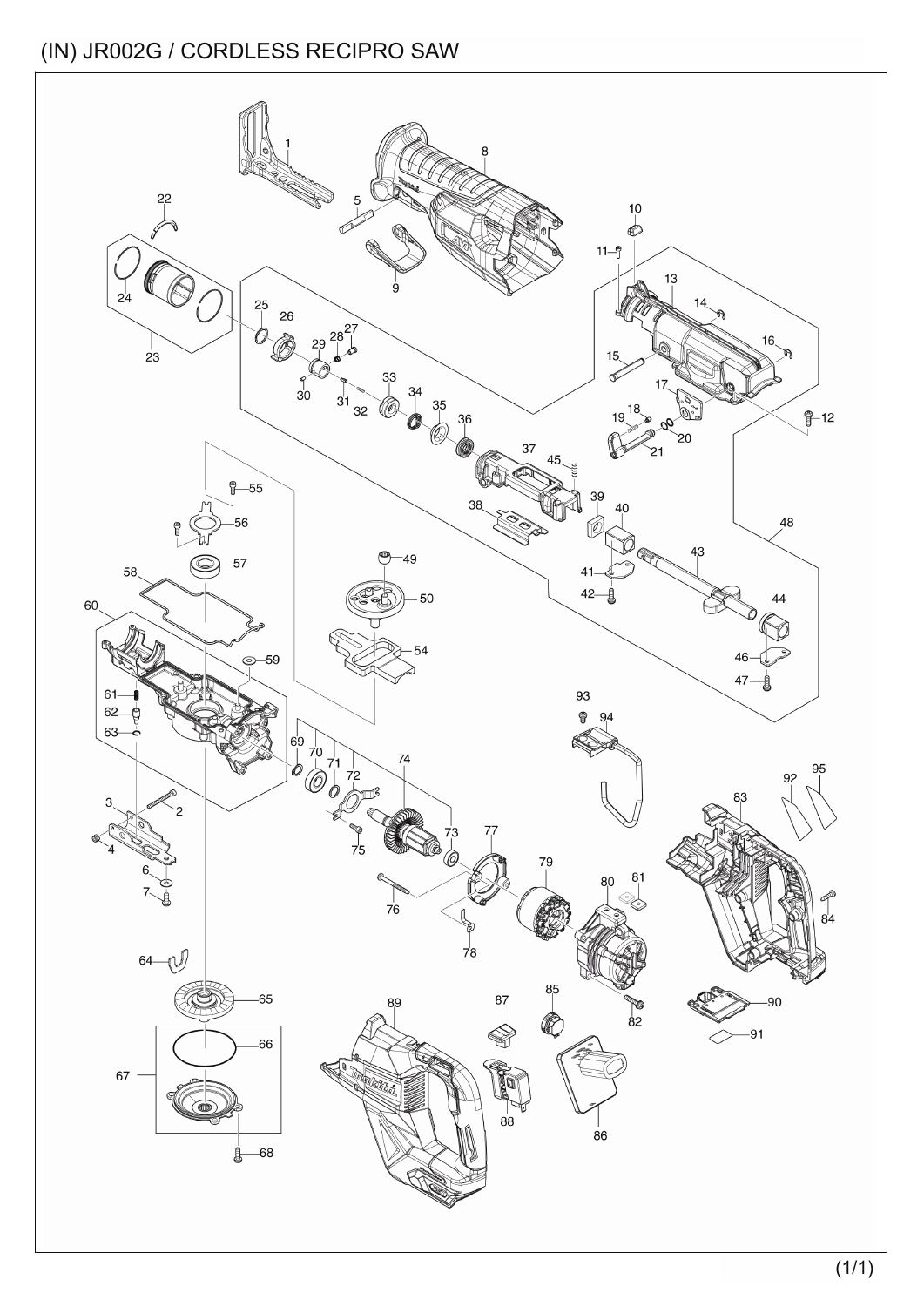# (IN) JR002G / CORDLESS RECIPRO SAW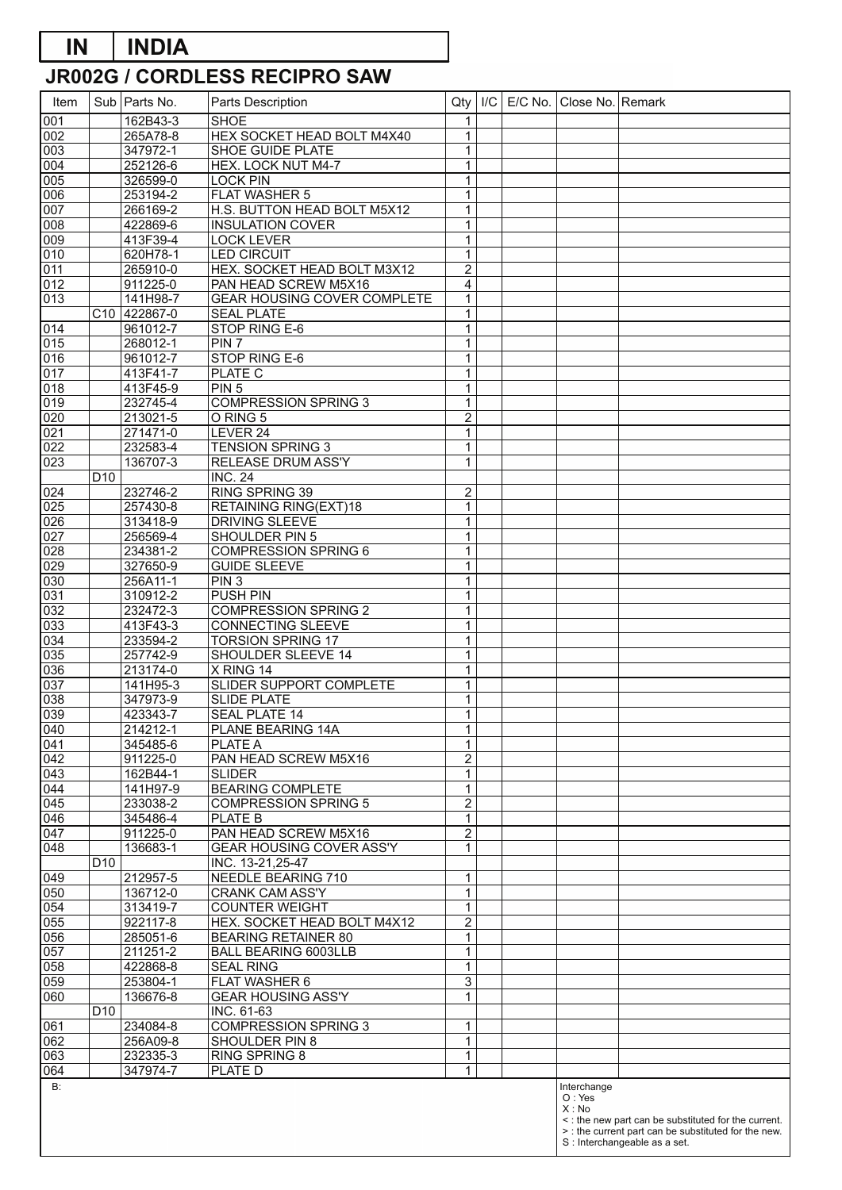# IN | INDIA

## JR002G / CORDLESS RECIPRO SAW

| Item | Sub | Parts No. | Parts Description | Qty | I/C | E/C No. | Close No. | Remark |
|---|---|---|---|---|---|---|---|---|
| 001 | | 162B43-3 | SHOE | 1 | | | | |
| 002 | | 265A78-8 | HEX SOCKET HEAD BOLT M4X40 | 1 | | | | |
| 003 | | 347972-1 | SHOE GUIDE PLATE | 1 | | | | |
| 004 | | 252126-6 | HEX. LOCK NUT M4-7 | 1 | | | | |
| 005 | | 326599-0 | LOCK PIN | 1 | | | | |
| 006 | | 253194-2 | FLAT WASHER 5 | 1 | | | | |
| 007 | | 266169-2 | H.S. BUTTON HEAD BOLT M5X12 | 1 | | | | |
| 008 | | 422869-6 | INSULATION COVER | 1 | | | | |
| 009 | | 413F39-4 | LOCK LEVER | 1 | | | | |
| 010 | | 620H78-1 | LED CIRCUIT | 1 | | | | |
| 011 | | 265910-0 | HEX. SOCKET HEAD BOLT M3X12 | 2 | | | | |
| 012 | | 911225-0 | PAN HEAD SCREW M5X16 | 4 | | | | |
| 013 | | 141H98-7 | GEAR HOUSING COVER COMPLETE | 1 | | | | |
| | C10 | 422867-0 | SEAL PLATE | 1 | | | | |
| 014 | | 961012-7 | STOP RING E-6 | 1 | | | | |
| 015 | | 268012-1 | PIN 7 | 1 | | | | |
| 016 | | 961012-7 | STOP RING E-6 | 1 | | | | |
| 017 | | 413F41-7 | PLATE C | 1 | | | | |
| 018 | | 413F45-9 | PIN 5 | 1 | | | | |
| 019 | | 232745-4 | COMPRESSION SPRING 3 | 1 | | | | |
| 020 | | 213021-5 | O RING 5 | 2 | | | | |
| 021 | | 271471-0 | LEVER 24 | 1 | | | | |
| 022 | | 232583-4 | TENSION SPRING 3 | 1 | | | | |
| 023 | | 136707-3 | RELEASE DRUM ASS'Y | 1 | | | | |
| | D10 | | INC. 24 | | | | | |
| 024 | | 232746-2 | RING SPRING 39 | 2 | | | | |
| 025 | | 257430-8 | RETAINING RING(EXT)18 | 1 | | | | |
| 026 | | 313418-9 | DRIVING SLEEVE | 1 | | | | |
| 027 | | 256569-4 | SHOULDER PIN 5 | 1 | | | | |
| 028 | | 234381-2 | COMPRESSION SPRING 6 | 1 | | | | |
| 029 | | 327650-9 | GUIDE SLEEVE | 1 | | | | |
| 030 | | 256A11-1 | PIN 3 | 1 | | | | |
| 031 | | 310912-2 | PUSH PIN | 1 | | | | |
| 032 | | 232472-3 | COMPRESSION SPRING 2 | 1 | | | | |
| 033 | | 413F43-3 | CONNECTING SLEEVE | 1 | | | | |
| 034 | | 233594-2 | TORSION SPRING 17 | 1 | | | | |
| 035 | | 257742-9 | SHOULDER SLEEVE 14 | 1 | | | | |
| 036 | | 213174-0 | X RING 14 | 1 | | | | |
| 037 | | 141H95-3 | SLIDER SUPPORT COMPLETE | 1 | | | | |
| 038 | | 347973-9 | SLIDE PLATE | 1 | | | | |
| 039 | | 423343-7 | SEAL PLATE 14 | 1 | | | | |
| 040 | | 214212-1 | PLANE BEARING 14A | 1 | | | | |
| 041 | | 345485-6 | PLATE A | 1 | | | | |
| 042 | | 911225-0 | PAN HEAD SCREW M5X16 | 2 | | | | |
| 043 | | 162B44-1 | SLIDER | 1 | | | | |
| 044 | | 141H97-9 | BEARING COMPLETE | 1 | | | | |
| 045 | | 233038-2 | COMPRESSION SPRING 5 | 2 | | | | |
| 046 | | 345486-4 | PLATE B | 1 | | | | |
| 047 | | 911225-0 | PAN HEAD SCREW M5X16 | 2 | | | | |
| 048 | | 136683-1 | GEAR HOUSING COVER ASS'Y | 1 | | | | |
| | D10 | | INC. 13-21,25-47 | | | | | |
| 049 | | 212957-5 | NEEDLE BEARING 710 | 1 | | | | |
| 050 | | 136712-0 | CRANK CAM ASS'Y | 1 | | | | |
| 054 | | 313419-7 | COUNTER WEIGHT | 1 | | | | |
| 055 | | 922117-8 | HEX. SOCKET HEAD BOLT M4X12 | 2 | | | | |
| 056 | | 285051-6 | BEARING RETAINER 80 | 1 | | | | |
| 057 | | 211251-2 | BALL BEARING 6003LLB | 1 | | | | |
| 058 | | 422868-8 | SEAL RING | 1 | | | | |
| 059 | | 253804-1 | FLAT WASHER 6 | 3 | | | | |
| 060 | | 136676-8 | GEAR HOUSING ASS'Y | 1 | | | | |
| | D10 | | INC. 61-63 | | | | | |
| 061 | | 234084-8 | COMPRESSION SPRING 3 | 1 | | | | |
| 062 | | 256A09-8 | SHOULDER PIN 8 | 1 | | | | |
| 063 | | 232335-3 | RING SPRING 8 | 1 | | | | |
| 064 | | 347974-7 | PLATE D | 1 | | | | |

B:

Interchange
O : Yes
X : No
< : the new part can be substituted for the current.
> : the current part can be substituted for the new.
S : Interchangeable as a set.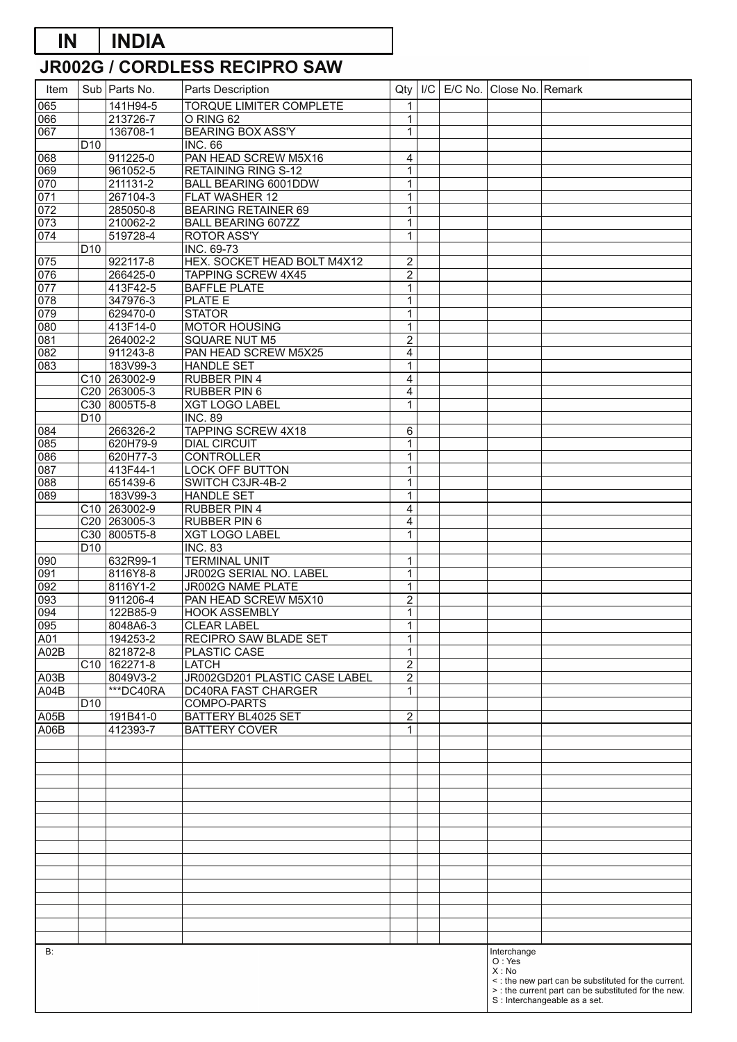# IN | INDIA

## JR002G / CORDLESS RECIPRO SAW

| Item | Sub | Parts No. | Parts Description | Qty | I/C | E/C No. | Close No. | Remark |
|---|---|---|---|---|---|---|---|---|
| 065 | | 141H94-5 | TORQUE LIMITER COMPLETE | 1 | | | | |
| 066 | | 213726-7 | O RING 62 | 1 | | | | |
| 067 | | 136708-1 | BEARING BOX ASS'Y | 1 | | | | |
| | D10 | | INC. 66 | | | | | |
| 068 | | 911225-0 | PAN HEAD SCREW M5X16 | 4 | | | | |
| 069 | | 961052-5 | RETAINING RING S-12 | 1 | | | | |
| 070 | | 211131-2 | BALL BEARING 6001DDW | 1 | | | | |
| 071 | | 267104-3 | FLAT WASHER 12 | 1 | | | | |
| 072 | | 285050-8 | BEARING RETAINER 69 | 1 | | | | |
| 073 | | 210062-2 | BALL BEARING 607ZZ | 1 | | | | |
| 074 | | 519728-4 | ROTOR ASS'Y | 1 | | | | |
| | D10 | | INC. 69-73 | | | | | |
| 075 | | 922117-8 | HEX. SOCKET HEAD BOLT M4X12 | 2 | | | | |
| 076 | | 266425-0 | TAPPING SCREW 4X45 | 2 | | | | |
| 077 | | 413F42-5 | BAFFLE PLATE | 1 | | | | |
| 078 | | 347976-3 | PLATE E | 1 | | | | |
| 079 | | 629470-0 | STATOR | 1 | | | | |
| 080 | | 413F14-0 | MOTOR HOUSING | 1 | | | | |
| 081 | | 264002-2 | SQUARE NUT M5 | 2 | | | | |
| 082 | | 911243-8 | PAN HEAD SCREW M5X25 | 4 | | | | |
| 083 | | 183V99-3 | HANDLE SET | 1 | | | | |
| | C10 | 263002-9 | RUBBER PIN 4 | 4 | | | | |
| | C20 | 263005-3 | RUBBER PIN 6 | 4 | | | | |
| | C30 | 8005T5-8 | XGT LOGO LABEL | 1 | | | | |
| | D10 | | INC. 89 | | | | | |
| 084 | | 266326-2 | TAPPING SCREW 4X18 | 6 | | | | |
| 085 | | 620H79-9 | DIAL CIRCUIT | 1 | | | | |
| 086 | | 620H77-3 | CONTROLLER | 1 | | | | |
| 087 | | 413F44-1 | LOCK OFF BUTTON | 1 | | | | |
| 088 | | 651439-6 | SWITCH C3JR-4B-2 | 1 | | | | |
| 089 | | 183V99-3 | HANDLE SET | 1 | | | | |
| | C10 | 263002-9 | RUBBER PIN 4 | 4 | | | | |
| | C20 | 263005-3 | RUBBER PIN 6 | 4 | | | | |
| | C30 | 8005T5-8 | XGT LOGO LABEL | 1 | | | | |
| | D10 | | INC. 83 | | | | | |
| 090 | | 632R99-1 | TERMINAL UNIT | 1 | | | | |
| 091 | | 8116Y8-8 | JR002G SERIAL NO. LABEL | 1 | | | | |
| 092 | | 8116Y1-2 | JR002G NAME PLATE | 1 | | | | |
| 093 | | 911206-4 | PAN HEAD SCREW M5X10 | 2 | | | | |
| 094 | | 122B85-9 | HOOK ASSEMBLY | 1 | | | | |
| 095 | | 8048A6-3 | CLEAR LABEL | 1 | | | | |
| A01 | | 194253-2 | RECIPRO SAW BLADE SET | 1 | | | | |
| A02B | | 821872-8 | PLASTIC CASE | 1 | | | | |
| | C10 | 162271-8 | LATCH | 2 | | | | |
| A03B | | 8049V3-2 | JR002GD201 PLASTIC CASE LABEL | 2 | | | | |
| A04B | | ***DC40RA | DC40RA FAST CHARGER | 1 | | | | |
| | D10 | | COMPO-PARTS | | | | | |
| A05B | | 191B41-0 | BATTERY BL4025 SET | 2 | | | | |
| A06B | | 412393-7 | BATTERY COVER | 1 | | | | |

B:

Interchange
O : Yes
X : No
< : the new part can be substituted for the current.
> : the current part can be substituted for the new.
S : Interchangeable as a set.